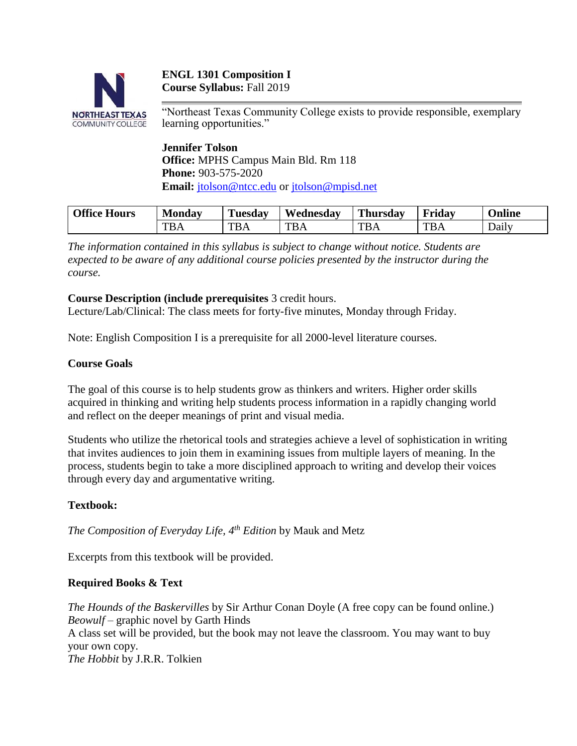**ENGL 1301 Composition I**
**Course Syllabus:** Fall 2019

"Northeast Texas Community College exists to provide responsible, exemplary learning opportunities."

**Jennifer Tolson**
**Office:** MPHS Campus Main Bld. Rm 118
**Phone:** 903-575-2020
**Email:** jtolson@ntcc.edu or jtolson@mpisd.net

| Office Hours | Monday | Tuesday | Wednesday | Thursday | Friday | Online |
|---|---|---|---|---|---|---|
| | TBA | TBA | TBA | TBA | TBA | Daily |

*The information contained in this syllabus is subject to change without notice. Students are expected to be aware of any additional course policies presented by the instructor during the course.*

**Course Description (include prerequisites** 3 credit hours.
Lecture/Lab/Clinical: The class meets for forty-five minutes, Monday through Friday.

Note: English Composition I is a prerequisite for all 2000-level literature courses.

**Course Goals**

The goal of this course is to help students grow as thinkers and writers. Higher order skills acquired in thinking and writing help students process information in a rapidly changing world and reflect on the deeper meanings of print and visual media.

Students who utilize the rhetorical tools and strategies achieve a level of sophistication in writing that invites audiences to join them in examining issues from multiple layers of meaning. In the process, students begin to take a more disciplined approach to writing and develop their voices through every day and argumentative writing.

**Textbook:**

*The Composition of Everyday Life, 4th Edition* by Mauk and Metz

Excerpts from this textbook will be provided.

**Required Books & Text**

*The Hounds of the Baskervilles* by Sir Arthur Conan Doyle (A free copy can be found online.)
*Beowulf* – graphic novel by Garth Hinds
A class set will be provided, but the book may not leave the classroom. You may want to buy your own copy.
*The Hobbit* by J.R.R. Tolkien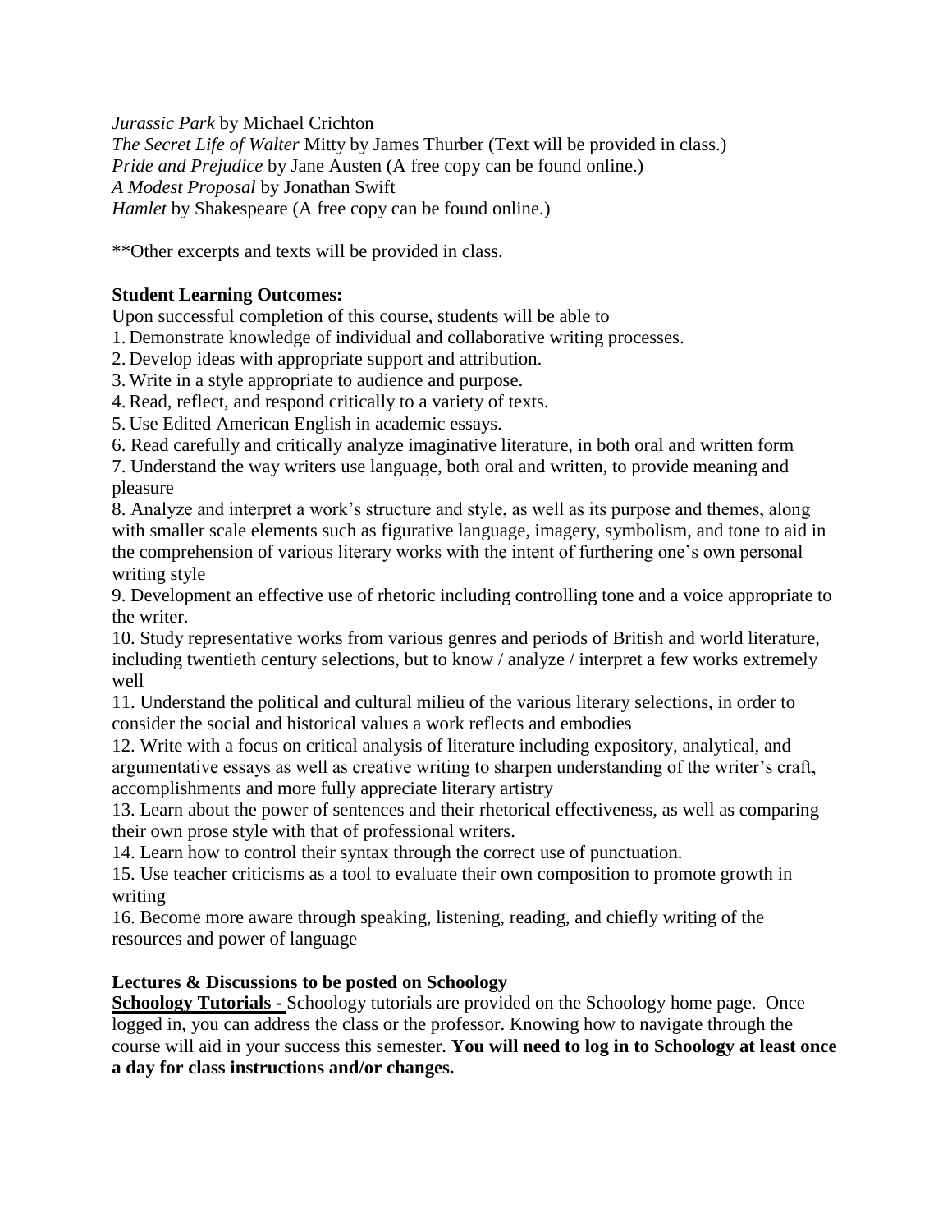*Jurassic Park* by Michael Crichton
*The Secret Life of Walter* Mitty by James Thurber (Text will be provided in class.)
*Pride and Prejudice* by Jane Austen (A free copy can be found online.)
*A Modest Proposal* by Jonathan Swift
*Hamlet* by Shakespeare (A free copy can be found online.)

**Other excerpts and texts will be provided in class.

**Student Learning Outcomes:**

Upon successful completion of this course, students will be able to

1. Demonstrate knowledge of individual and collaborative writing processes.
2. Develop ideas with appropriate support and attribution.
3. Write in a style appropriate to audience and purpose.
4. Read, reflect, and respond critically to a variety of texts.
5. Use Edited American English in academic essays.
6. Read carefully and critically analyze imaginative literature, in both oral and written form
7. Understand the way writers use language, both oral and written, to provide meaning and pleasure
8. Analyze and interpret a work's structure and style, as well as its purpose and themes, along with smaller scale elements such as figurative language, imagery, symbolism, and tone to aid in the comprehension of various literary works with the intent of furthering one's own personal writing style
9. Development an effective use of rhetoric including controlling tone and a voice appropriate to the writer.
10. Study representative works from various genres and periods of British and world literature, including twentieth century selections, but to know / analyze / interpret a few works extremely well
11. Understand the political and cultural milieu of the various literary selections, in order to consider the social and historical values a work reflects and embodies
12. Write with a focus on critical analysis of literature including expository, analytical, and argumentative essays as well as creative writing to sharpen understanding of the writer's craft, accomplishments and more fully appreciate literary artistry
13. Learn about the power of sentences and their rhetorical effectiveness, as well as comparing their own prose style with that of professional writers.
14. Learn how to control their syntax through the correct use of punctuation.
15. Use teacher criticisms as a tool to evaluate their own composition to promote growth in writing
16. Become more aware through speaking, listening, reading, and chiefly writing of the resources and power of language

**Lectures & Discussions to be posted on Schoology**

**Schoology Tutorials -** Schoology tutorials are provided on the Schoology home page. Once logged in, you can address the class or the professor. Knowing how to navigate through the course will aid in your success this semester. **You will need to log in to Schoology at least once a day for class instructions and/or changes.**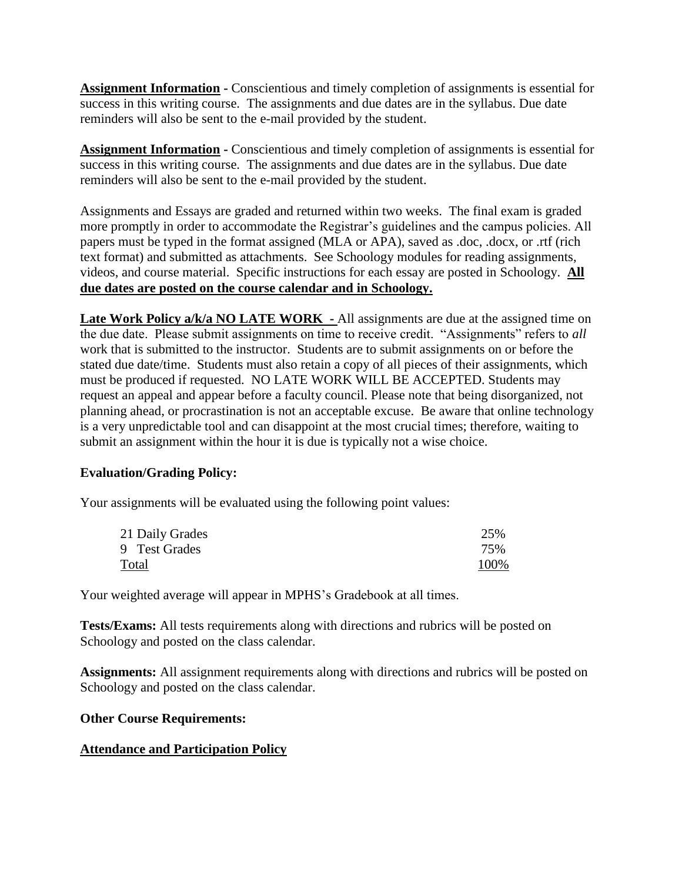**Assignment Information** - Conscientious and timely completion of assignments is essential for success in this writing course. The assignments and due dates are in the syllabus. Due date reminders will also be sent to the e-mail provided by the student.

**Assignment Information** - Conscientious and timely completion of assignments is essential for success in this writing course. The assignments and due dates are in the syllabus. Due date reminders will also be sent to the e-mail provided by the student.

Assignments and Essays are graded and returned within two weeks. The final exam is graded more promptly in order to accommodate the Registrar's guidelines and the campus policies. All papers must be typed in the format assigned (MLA or APA), saved as .doc, .docx, or .rtf (rich text format) and submitted as attachments. See Schoology modules for reading assignments, videos, and course material. Specific instructions for each essay are posted in Schoology. **All due dates are posted on the course calendar and in Schoology.**

**Late Work Policy a/k/a NO LATE WORK** - All assignments are due at the assigned time on the due date. Please submit assignments on time to receive credit. "Assignments" refers to *all* work that is submitted to the instructor. Students are to submit assignments on or before the stated due date/time. Students must also retain a copy of all pieces of their assignments, which must be produced if requested. NO LATE WORK WILL BE ACCEPTED. Students may request an appeal and appear before a faculty council. Please note that being disorganized, not planning ahead, or procrastination is not an acceptable excuse. Be aware that online technology is a very unpredictable tool and can disappoint at the most crucial times; therefore, waiting to submit an assignment within the hour it is due is typically not a wise choice.

**Evaluation/Grading Policy:**

Your assignments will be evaluated using the following point values:

| | |
|---|---|
| 21 Daily Grades | 25% |
| 9 Test Grades | 75% |
| Total | 100% |

Your weighted average will appear in MPHS's Gradebook at all times.

**Tests/Exams:** All tests requirements along with directions and rubrics will be posted on Schoology and posted on the class calendar.

**Assignments:** All assignment requirements along with directions and rubrics will be posted on Schoology and posted on the class calendar.

**Other Course Requirements:**

**Attendance and Participation Policy**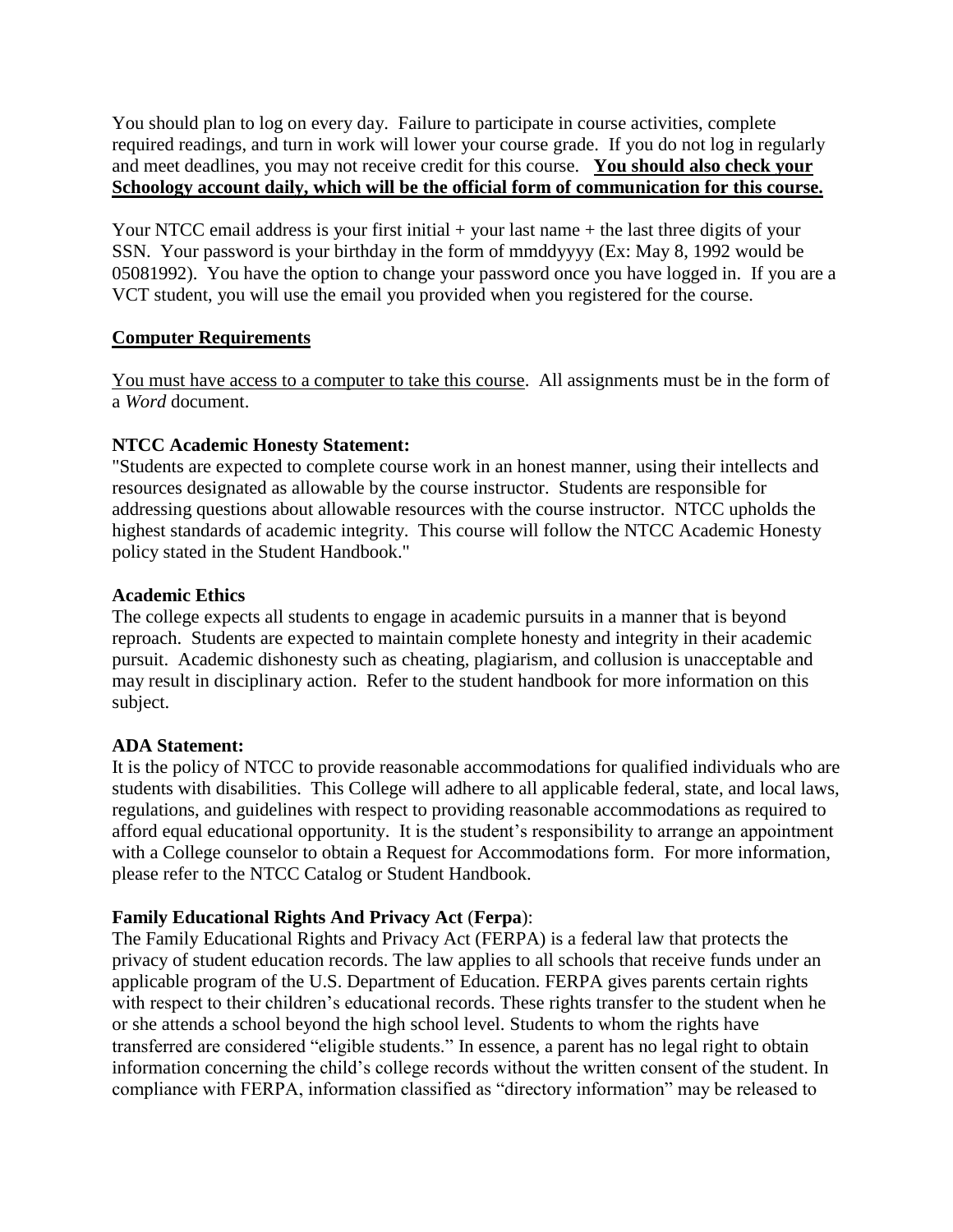You should plan to log on every day. Failure to participate in course activities, complete required readings, and turn in work will lower your course grade. If you do not log in regularly and meet deadlines, you may not receive credit for this course. **<u>You should also check your Schoology account daily, which will be the official form of communication for this course.</u>**

Your NTCC email address is your first initial + your last name + the last three digits of your SSN. Your password is your birthday in the form of mmddyyyy (Ex: May 8, 1992 would be 05081992). You have the option to change your password once you have logged in. If you are a VCT student, you will use the email you provided when you registered for the course.

**<u>Computer Requirements</u>**

<u>You must have access to a computer to take this course</u>. All assignments must be in the form of a *Word* document.

**NTCC Academic Honesty Statement:**

"Students are expected to complete course work in an honest manner, using their intellects and resources designated as allowable by the course instructor. Students are responsible for addressing questions about allowable resources with the course instructor. NTCC upholds the highest standards of academic integrity. This course will follow the NTCC Academic Honesty policy stated in the Student Handbook."

**Academic Ethics**

The college expects all students to engage in academic pursuits in a manner that is beyond reproach. Students are expected to maintain complete honesty and integrity in their academic pursuit. Academic dishonesty such as cheating, plagiarism, and collusion is unacceptable and may result in disciplinary action. Refer to the student handbook for more information on this subject.

**ADA Statement:**

It is the policy of NTCC to provide reasonable accommodations for qualified individuals who are students with disabilities. This College will adhere to all applicable federal, state, and local laws, regulations, and guidelines with respect to providing reasonable accommodations as required to afford equal educational opportunity. It is the student's responsibility to arrange an appointment with a College counselor to obtain a Request for Accommodations form. For more information, please refer to the NTCC Catalog or Student Handbook.

**Family Educational Rights And Privacy Act** (**Ferpa**):

The Family Educational Rights and Privacy Act (FERPA) is a federal law that protects the privacy of student education records. The law applies to all schools that receive funds under an applicable program of the U.S. Department of Education. FERPA gives parents certain rights with respect to their children's educational records. These rights transfer to the student when he or she attends a school beyond the high school level. Students to whom the rights have transferred are considered "eligible students." In essence, a parent has no legal right to obtain information concerning the child's college records without the written consent of the student. In compliance with FERPA, information classified as "directory information" may be released to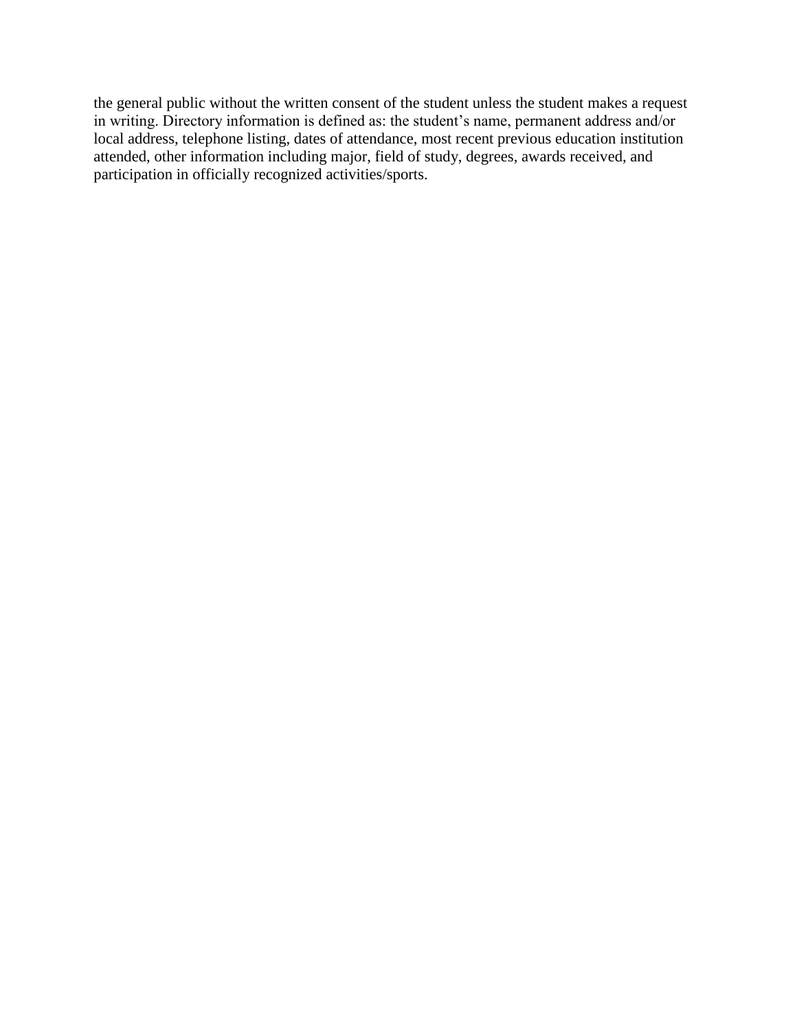the general public without the written consent of the student unless the student makes a request in writing. Directory information is defined as: the student’s name, permanent address and/or local address, telephone listing, dates of attendance, most recent previous education institution attended, other information including major, field of study, degrees, awards received, and participation in officially recognized activities/sports.